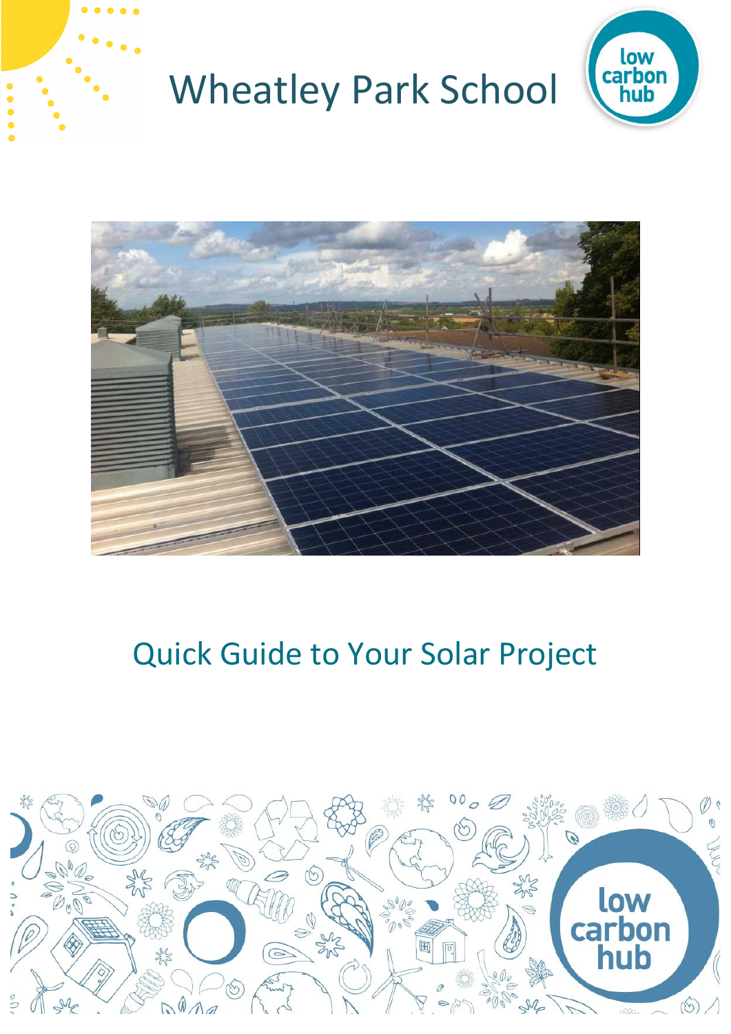# Wheatley Park School

## Quick Guide to Your Solar Project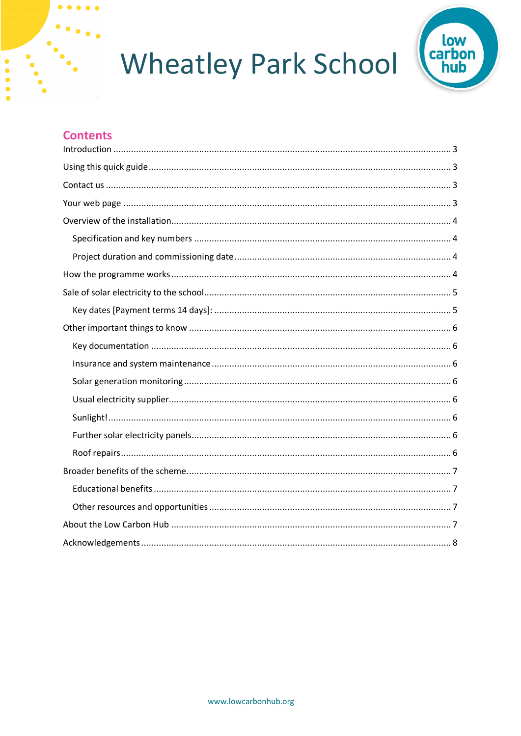# Wheatley Park School

## Contents

Introduction ..................................................................................................... 3

Using this quick guide ...................................................................................... 3

Contact us ....................................................................................................... 3

Your web page ................................................................................................ 3

Overview of the installation .............................................................................. 4

- Specification and key numbers ..................................................................... 4
- Project duration and commissioning date ...................................................... 4

How the programme works ............................................................................... 4

Sale of solar electricity to the school ................................................................. 5

- Key dates [Payment terms 14 days]: ............................................................. 5

Other important things to know ........................................................................ 6

- Key documentation ...................................................................................... 6
- Insurance and system maintenance ............................................................. 6
- Solar generation monitoring ......................................................................... 6
- Usual electricity supplier .............................................................................. 6
- Sunlight! ..................................................................................................... 6
- Further solar electricity panels ..................................................................... 6
- Roof repairs ................................................................................................ 6

Broader benefits of the scheme ........................................................................ 7

- Educational benefits .................................................................................... 7
- Other resources and opportunities ............................................................... 7

About the Low Carbon Hub .............................................................................. 7

Acknowledgements .......................................................................................... 8

www.lowcarbonhub.org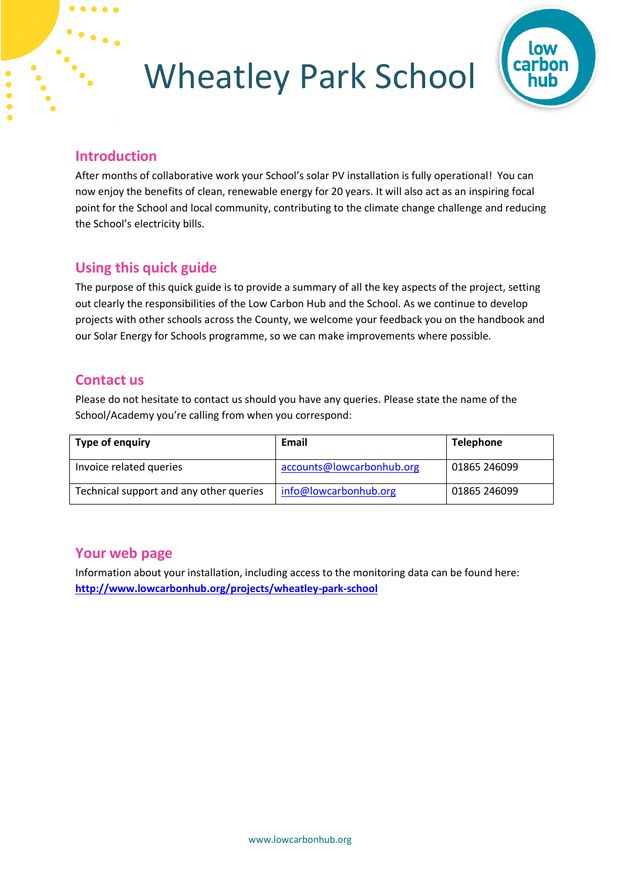# Wheatley Park School

## Introduction

After months of collaborative work your School's solar PV installation is fully operational! You can now enjoy the benefits of clean, renewable energy for 20 years. It will also act as an inspiring focal point for the School and local community, contributing to the climate change challenge and reducing the School's electricity bills.

## Using this quick guide

The purpose of this quick guide is to provide a summary of all the key aspects of the project, setting out clearly the responsibilities of the Low Carbon Hub and the School. As we continue to develop projects with other schools across the County, we welcome your feedback you on the handbook and our Solar Energy for Schools programme, so we can make improvements where possible.

## Contact us

Please do not hesitate to contact us should you have any queries. Please state the name of the School/Academy you're calling from when you correspond:

| Type of enquiry | Email | Telephone |
|---|---|---|
| Invoice related queries | accounts@lowcarbonhub.org | 01865 246099 |
| Technical support and any other queries | info@lowcarbonhub.org | 01865 246099 |

## Your web page

Information about your installation, including access to the monitoring data can be found here:
**http://www.lowcarbonhub.org/projects/wheatley-park-school**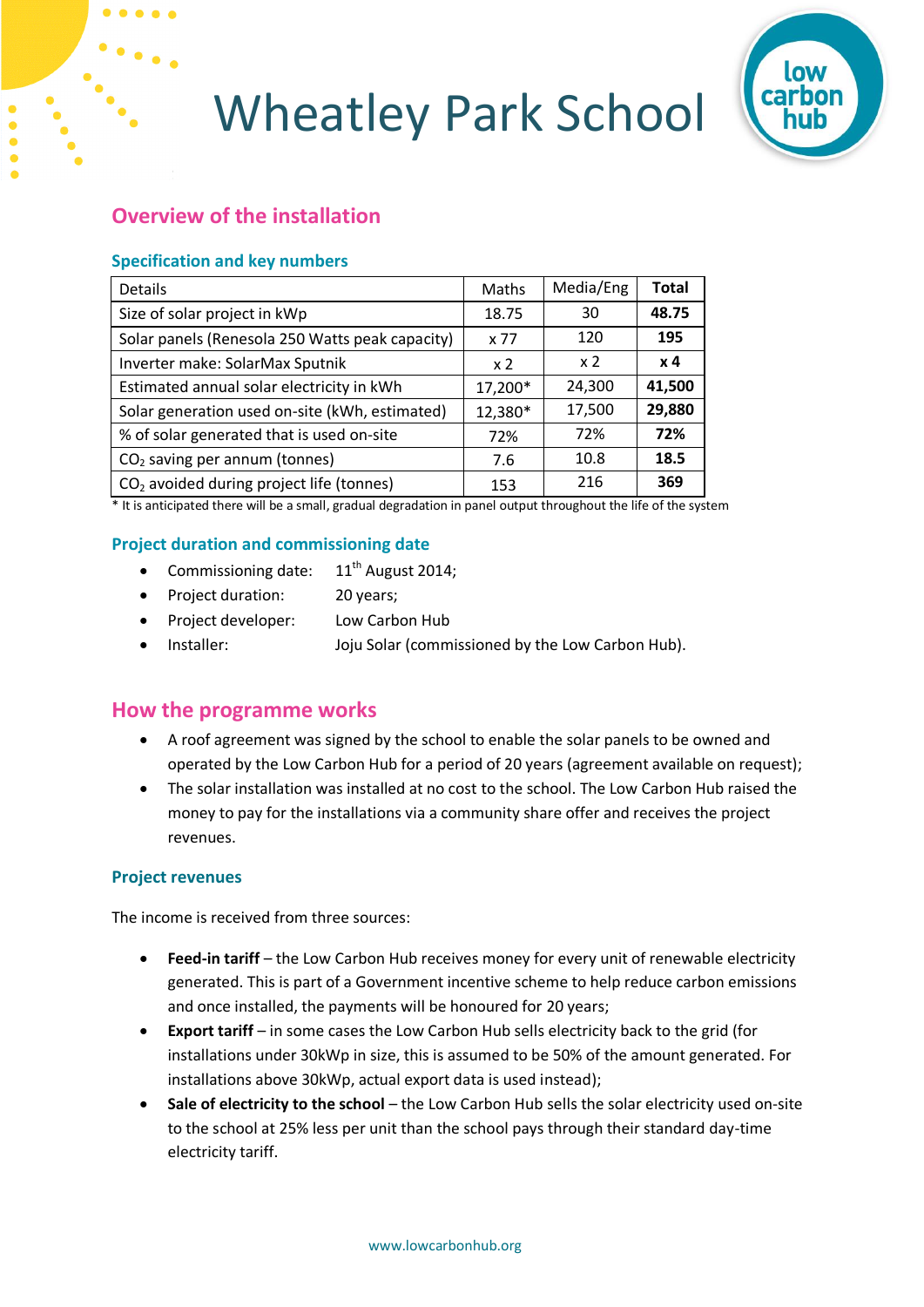# Wheatley Park School

## Overview of the installation

### Specification and key numbers

| Details | Maths | Media/Eng | **Total** |
|---|---|---|---|
| Size of solar project in kWp | 18.75 | 30 | **48.75** |
| Solar panels (Renesola 250 Watts peak capacity) | x 77 | 120 | **195** |
| Inverter make: SolarMax Sputnik | x 2 | x 2 | **x 4** |
| Estimated annual solar electricity in kWh | 17,200* | 24,300 | **41,500** |
| Solar generation used on-site (kWh, estimated) | 12,380* | 17,500 | **29,880** |
| % of solar generated that is used on-site | 72% | 72% | **72%** |
| $CO_2$ saving per annum (tonnes) | 7.6 | 10.8 | **18.5** |
| $CO_2$ avoided during project life (tonnes) | 153 | 216 | **369** |

* It is anticipated there will be a small, gradual degradation in panel output throughout the life of the system

### Project duration and commissioning date

- Commissioning date: 11th August 2014;
- Project duration: 20 years;
- Project developer: Low Carbon Hub
- Installer: Joju Solar (commissioned by the Low Carbon Hub).

## How the programme works

- A roof agreement was signed by the school to enable the solar panels to be owned and operated by the Low Carbon Hub for a period of 20 years (agreement available on request);
- The solar installation was installed at no cost to the school. The Low Carbon Hub raised the money to pay for the installations via a community share offer and receives the project revenues.

### Project revenues

The income is received from three sources:

- **Feed-in tariff** – the Low Carbon Hub receives money for every unit of renewable electricity generated. This is part of a Government incentive scheme to help reduce carbon emissions and once installed, the payments will be honoured for 20 years;
- **Export tariff** – in some cases the Low Carbon Hub sells electricity back to the grid (for installations under 30kWp in size, this is assumed to be 50% of the amount generated. For installations above 30kWp, actual export data is used instead);
- **Sale of electricity to the school** – the Low Carbon Hub sells the solar electricity used on-site to the school at 25% less per unit than the school pays through their standard day-time electricity tariff.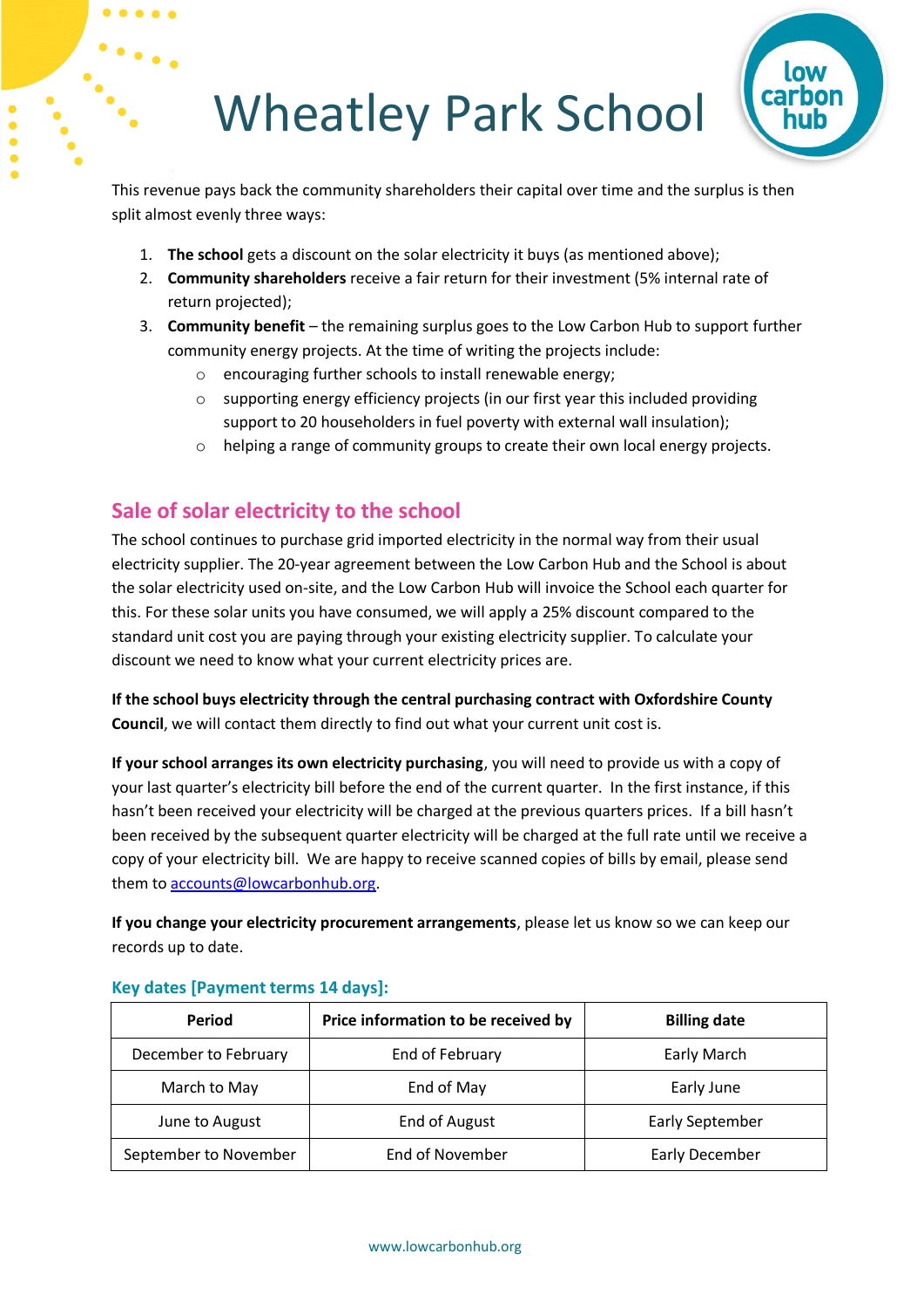# Wheatley Park School

This revenue pays back the community shareholders their capital over time and the surplus is then split almost evenly three ways:

1. **The school** gets a discount on the solar electricity it buys (as mentioned above);
2. **Community shareholders** receive a fair return for their investment (5% internal rate of return projected);
3. **Community benefit** – the remaining surplus goes to the Low Carbon Hub to support further community energy projects. At the time of writing the projects include:
   - encouraging further schools to install renewable energy;
   - supporting energy efficiency projects (in our first year this included providing support to 20 householders in fuel poverty with external wall insulation);
   - helping a range of community groups to create their own local energy projects.

## Sale of solar electricity to the school

The school continues to purchase grid imported electricity in the normal way from their usual electricity supplier. The 20-year agreement between the Low Carbon Hub and the School is about the solar electricity used on-site, and the Low Carbon Hub will invoice the School each quarter for this. For these solar units you have consumed, we will apply a 25% discount compared to the standard unit cost you are paying through your existing electricity supplier. To calculate your discount we need to know what your current electricity prices are.

**If the school buys electricity through the central purchasing contract with Oxfordshire County Council**, we will contact them directly to find out what your current unit cost is.

**If your school arranges its own electricity purchasing**, you will need to provide us with a copy of your last quarter's electricity bill before the end of the current quarter. In the first instance, if this hasn't been received your electricity will be charged at the previous quarters prices. If a bill hasn't been received by the subsequent quarter electricity will be charged at the full rate until we receive a copy of your electricity bill. We are happy to receive scanned copies of bills by email, please send them to accounts@lowcarbonhub.org.

**If you change your electricity procurement arrangements**, please let us know so we can keep our records up to date.

### Key dates [Payment terms 14 days]:

| Period | Price information to be received by | Billing date |
|---|---|---|
| December to February | End of February | Early March |
| March to May | End of May | Early June |
| June to August | End of August | Early September |
| September to November | End of November | Early December |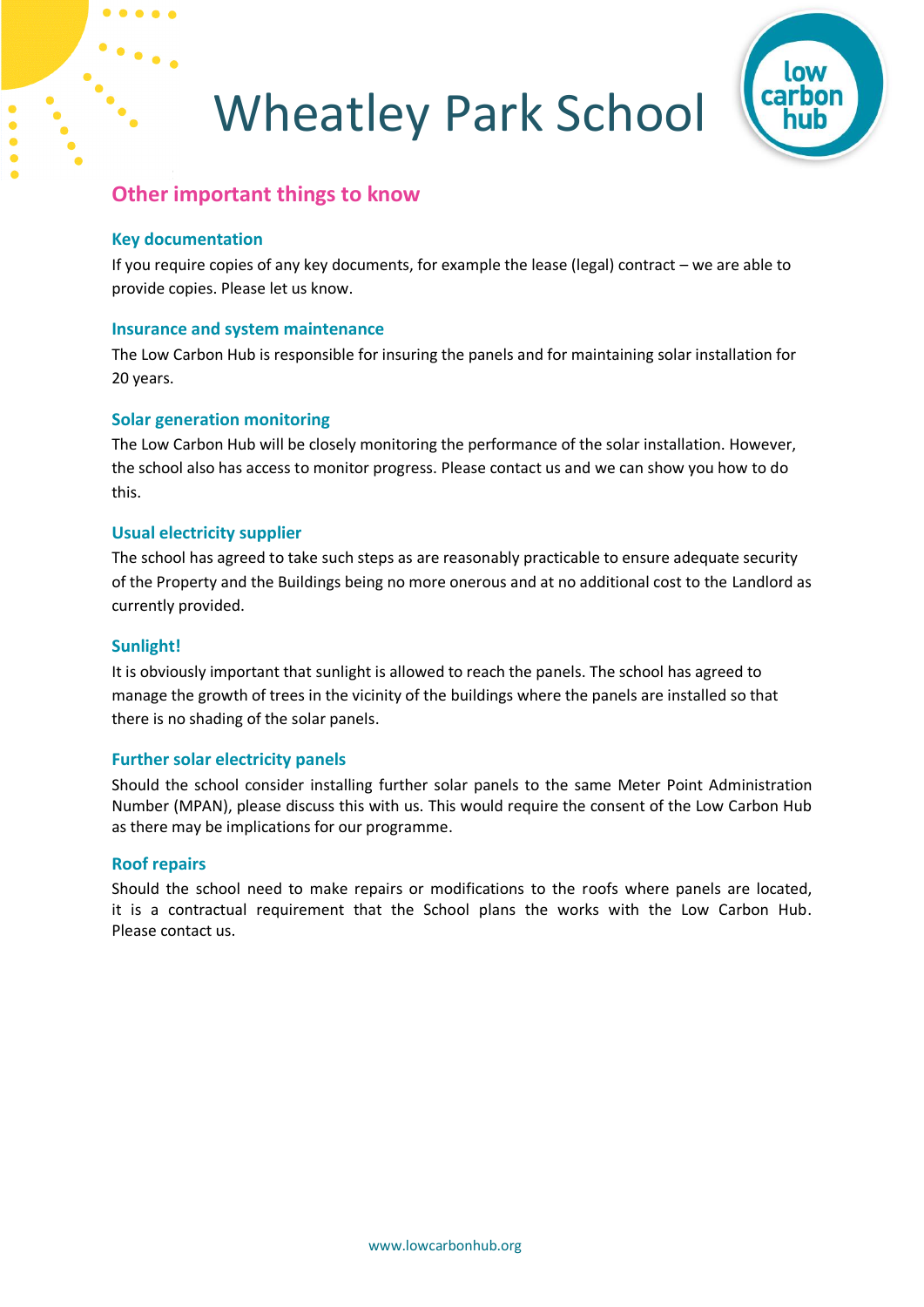# Wheatley Park School

## Other important things to know

### Key documentation

If you require copies of any key documents, for example the lease (legal) contract – we are able to provide copies. Please let us know.

### Insurance and system maintenance

The Low Carbon Hub is responsible for insuring the panels and for maintaining solar installation for 20 years.

### Solar generation monitoring

The Low Carbon Hub will be closely monitoring the performance of the solar installation. However, the school also has access to monitor progress. Please contact us and we can show you how to do this.

### Usual electricity supplier

The school has agreed to take such steps as are reasonably practicable to ensure adequate security of the Property and the Buildings being no more onerous and at no additional cost to the Landlord as currently provided.

### Sunlight!

It is obviously important that sunlight is allowed to reach the panels. The school has agreed to manage the growth of trees in the vicinity of the buildings where the panels are installed so that there is no shading of the solar panels.

### Further solar electricity panels

Should the school consider installing further solar panels to the same Meter Point Administration Number (MPAN), please discuss this with us. This would require the consent of the Low Carbon Hub as there may be implications for our programme.

### Roof repairs

Should the school need to make repairs or modifications to the roofs where panels are located, it is a contractual requirement that the School plans the works with the Low Carbon Hub. Please contact us.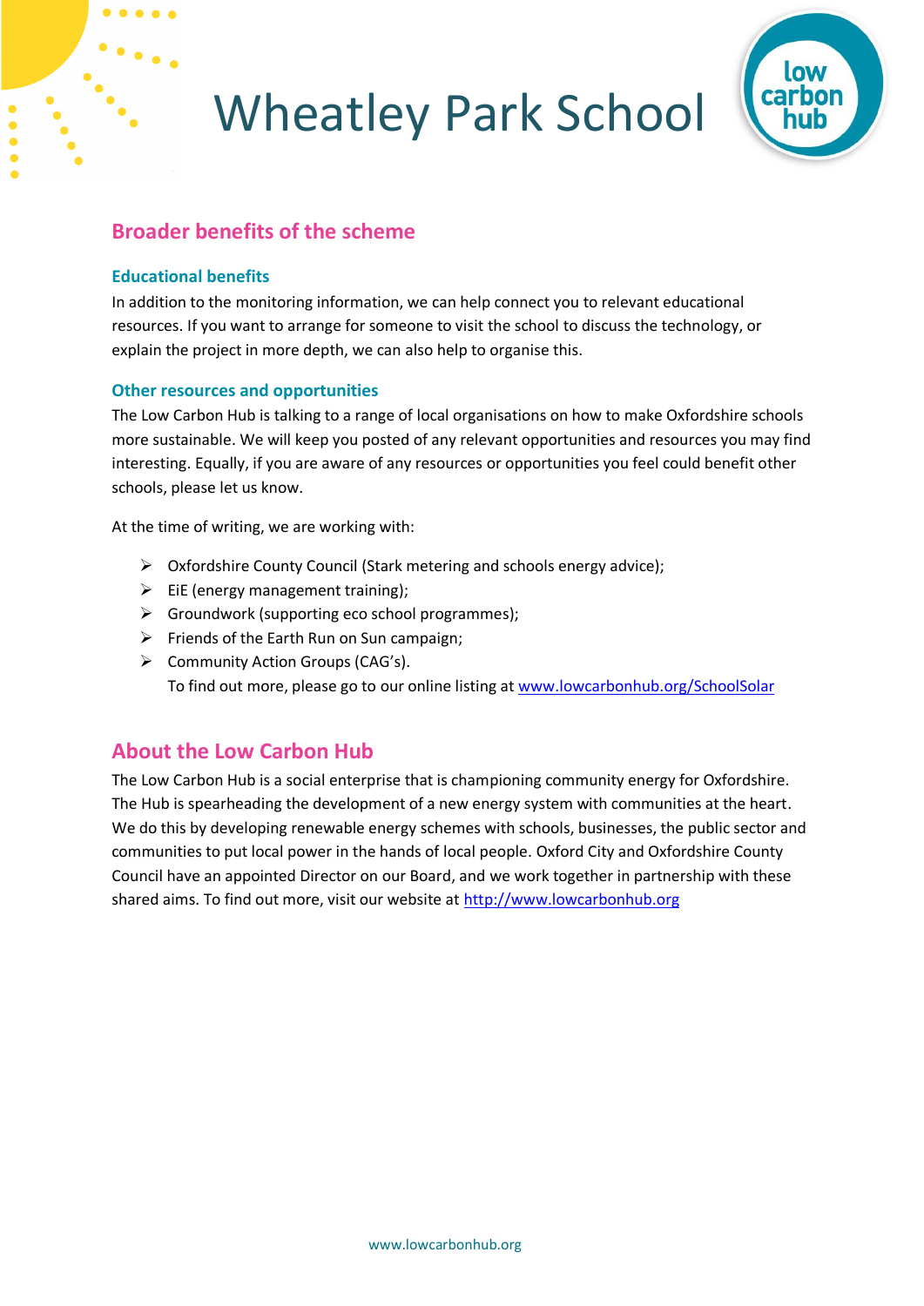# Wheatley Park School

## Broader benefits of the scheme

### Educational benefits

In addition to the monitoring information, we can help connect you to relevant educational resources. If you want to arrange for someone to visit the school to discuss the technology, or explain the project in more depth, we can also help to organise this.

### Other resources and opportunities

The Low Carbon Hub is talking to a range of local organisations on how to make Oxfordshire schools more sustainable. We will keep you posted of any relevant opportunities and resources you may find interesting. Equally, if you are aware of any resources or opportunities you feel could benefit other schools, please let us know.

At the time of writing, we are working with:

- Oxfordshire County Council (Stark metering and schools energy advice);
- EiE (energy management training);
- Groundwork (supporting eco school programmes);
- Friends of the Earth Run on Sun campaign;
- Community Action Groups (CAG's).
  To find out more, please go to our online listing at [www.lowcarbonhub.org/SchoolSolar](http://www.lowcarbonhub.org/SchoolSolar)

## About the Low Carbon Hub

The Low Carbon Hub is a social enterprise that is championing community energy for Oxfordshire. The Hub is spearheading the development of a new energy system with communities at the heart. We do this by developing renewable energy schemes with schools, businesses, the public sector and communities to put local power in the hands of local people. Oxford City and Oxfordshire County Council have an appointed Director on our Board, and we work together in partnership with these shared aims. To find out more, visit our website at [http://www.lowcarbonhub.org](http://www.lowcarbonhub.org)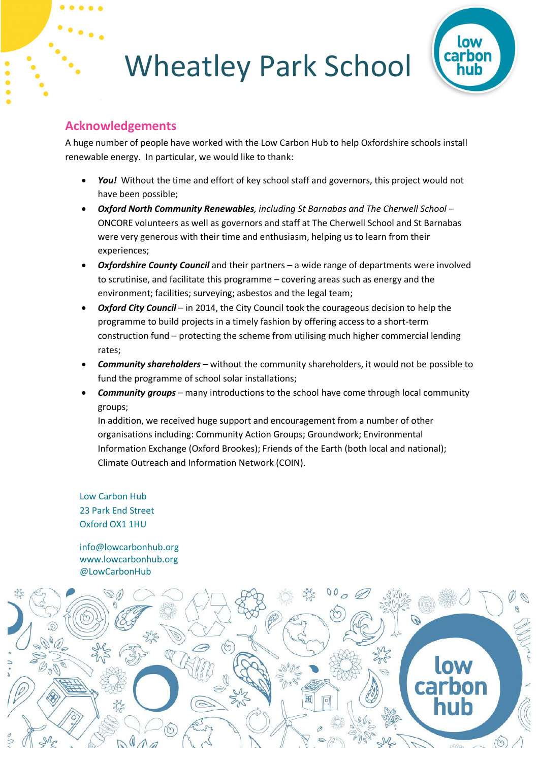# Wheatley Park School

## Acknowledgements

A huge number of people have worked with the Low Carbon Hub to help Oxfordshire schools install renewable energy. In particular, we would like to thank:

- ***You!*** Without the time and effort of key school staff and governors, this project would not have been possible;
- ***Oxford North Community Renewables****, including St Barnabas and The Cherwell School* – ONCORE volunteers as well as governors and staff at The Cherwell School and St Barnabas were very generous with their time and enthusiasm, helping us to learn from their experiences;
- ***Oxfordshire County Council*** and their partners – a wide range of departments were involved to scrutinise, and facilitate this programme – covering areas such as energy and the environment; facilities; surveying; asbestos and the legal team;
- ***Oxford City Council*** – in 2014, the City Council took the courageous decision to help the programme to build projects in a timely fashion by offering access to a short-term construction fund – protecting the scheme from utilising much higher commercial lending rates;
- ***Community shareholders*** – without the community shareholders, it would not be possible to fund the programme of school solar installations;
- ***Community groups*** – many introductions to the school have come through local community groups;

  In addition, we received huge support and encouragement from a number of other organisations including: Community Action Groups; Groundwork; Environmental Information Exchange (Oxford Brookes); Friends of the Earth (both local and national); Climate Outreach and Information Network (COIN).

Low Carbon Hub
23 Park End Street
Oxford OX1 1HU

info@lowcarbonhub.org
www.lowcarbonhub.org
@LowCarbonHub